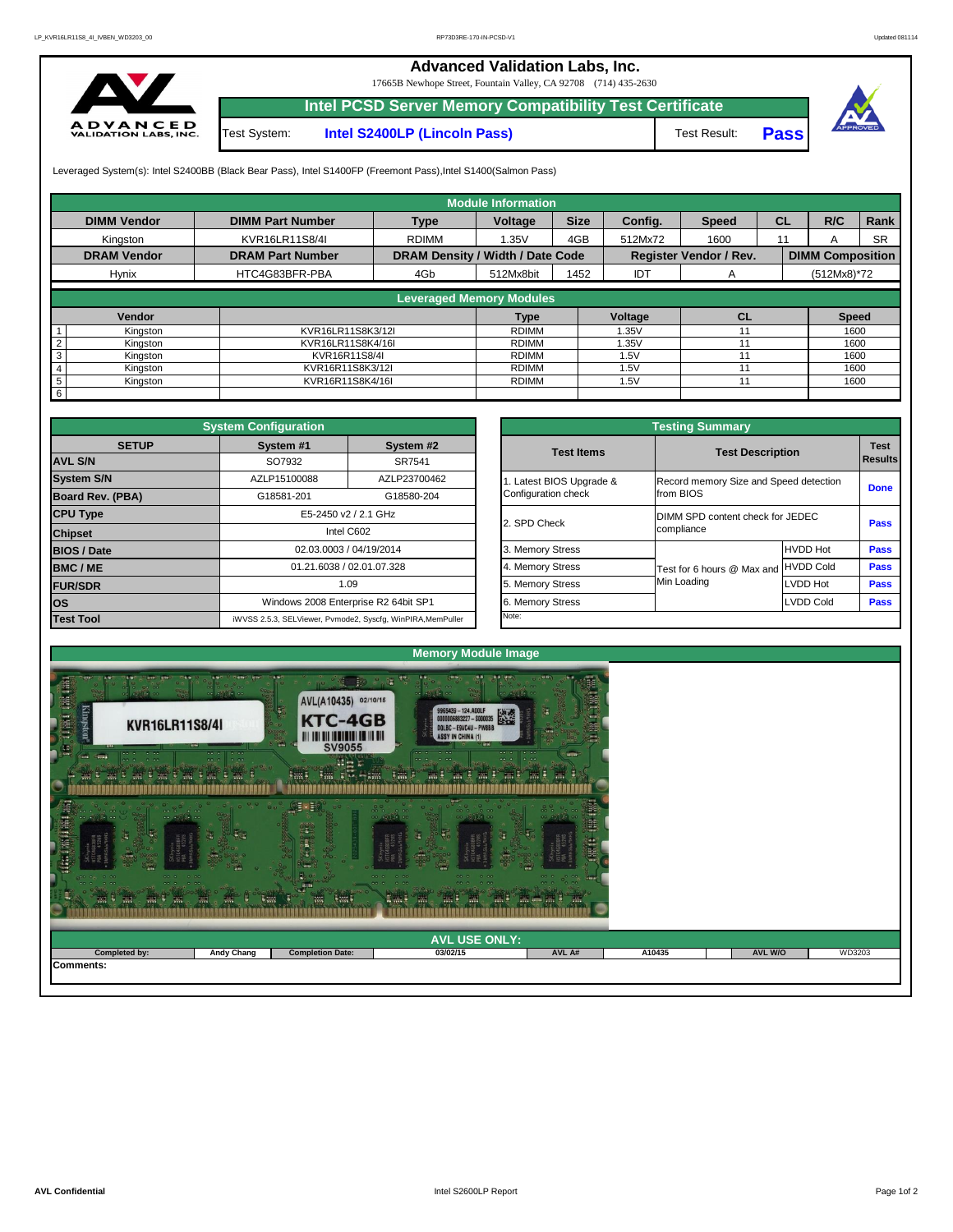# Advanced Validation Labs, Inc.

17665B Newhope Street, Fountain Valley, CA 92708 (714) 435-2630

## Intel PCSD Server Memory Compatibility Test Certificate

Test System: **Intel S2400LP (Lincoln Pass)** Test Result: **Pass**

Leveraged System(s): Intel S2400BB (Black Bear Pass), Intel S1400FP (Freemont Pass),Intel S1400(Salmon Pass)

| Module Information | | | | | | | | | |
|---|---|---|---|---|---|---|---|---|---|
| **DIMM Vendor** | **DIMM Part Number** | **Type** | **Voltage** | **Size** | **Config.** | **Speed** | **CL** | **R/C** | **Rank** |
| Kingston | KVR16LR11S8/4I | RDIMM | 1.35V | 4GB | 512Mx72 | 1600 | 11 | A | SR |
| **DRAM Vendor** | **DRAM Part Number** | **DRAM Density / Width / Date Code** | | | **Register Vendor / Rev.** | | | **DIMM Composition** | |
| Hynix | HTC4G83BFR-PBA | 4Gb | 512Mx8bit | 1452 | IDT | A | | (512Mx8)*72 | |

| Leveraged Memory Modules | | | | | | |
|---|---|---|---|---|---|---|
| | **Vendor** | | **Type** | **Voltage** | **CL** | **Speed** |
| 1 | Kingston | KVR16LR11S8K3/12I | RDIMM | 1.35V | 11 | 1600 |
| 2 | Kingston | KVR16LR11S8K4/16I | RDIMM | 1.35V | 11 | 1600 |
| 3 | Kingston | KVR16R11S8/4I | RDIMM | 1.5V | 11 | 1600 |
| 4 | Kingston | KVR16R11S8K3/12I | RDIMM | 1.5V | 11 | 1600 |
| 5 | Kingston | KVR16R11S8K4/16I | RDIMM | 1.5V | 11 | 1600 |
| 6 | | | | | | |

| System Configuration | | |
|---|---|---|
| **SETUP** | **System #1** | **System #2** |
| **AVL S/N** | SO7932 | SR7541 |
| **System S/N** | AZLP15100088 | AZLP23700462 |
| **Board Rev. (PBA)** | G18581-201 | G18580-204 |
| **CPU Type** | E5-2450 v2 / 2.1 GHz | |
| **Chipset** | Intel C602 | |
| **BIOS / Date** | 02.03.0003 / 04/19/2014 | |
| **BMC / ME** | 01.21.6038 / 02.01.07.328 | |
| **FUR/SDR** | 1.09 | |
| **OS** | Windows 2008 Enterprise R2 64bit SP1 | |
| **Test Tool** | iWVSS 2.5.3, SELViewer, Pvmode2, Syscfg, WinPIRA,MemPuller | |

| Testing Summary | | | |
|---|---|---|---|
| **Test Items** | **Test Description** | | **Test Results** |
| 1. Latest BIOS Upgrade & Configuration check | Record memory Size and Speed detection from BIOS | | **Done** |
| 2. SPD Check | DIMM SPD content check for JEDEC compliance | | **Pass** |
| 3. Memory Stress | Test for 6 hours @ Max and Min Loading | HVDD Hot | **Pass** |
| 4. Memory Stress | | HVDD Cold | **Pass** |
| 5. Memory Stress | | LVDD Hot | **Pass** |
| 6. Memory Stress | | LVDD Cold | **Pass** |
| Note: | | | |

## Memory Module Image

## AVL USE ONLY:

| Completed by: | Andy Chang | Completion Date: | 03/02/15 | AVL A# | A10435 | AVL W/O | WD3203 |
|---|---|---|---|---|---|---|---|

**Comments:**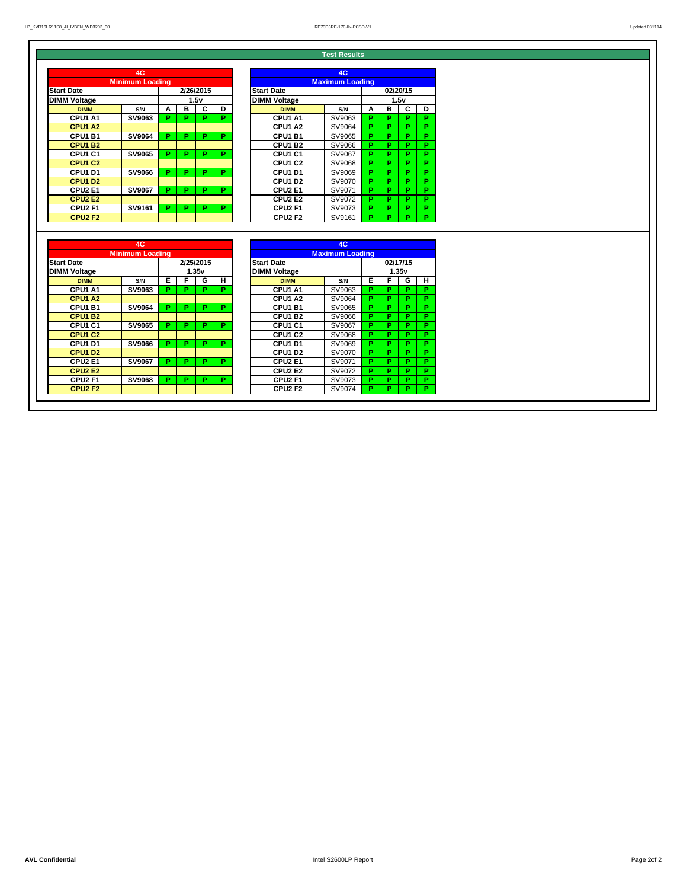## Test Results

| 4C | | | | | |
|---|---|---|---|---|---|
| **Minimum Loading** | | | | | |
| **Start Date** | | 2/26/2015 | | | |
| **DIMM Voltage** | | 1.5v | | | |
| **DIMM** | **S/N** | **A** | **B** | **C** | **D** |
| **CPU1 A1** | **SV9063** | P | P | P | P |
| **CPU1 A2** | | | | | |
| **CPU1 B1** | **SV9064** | P | P | P | P |
| **CPU1 B2** | | | | | |
| **CPU1 C1** | **SV9065** | P | P | P | P |
| **CPU1 C2** | | | | | |
| **CPU1 D1** | **SV9066** | P | P | P | P |
| **CPU1 D2** | | | | | |
| **CPU2 E1** | **SV9067** | P | P | P | P |
| **CPU2 E2** | | | | | |
| **CPU2 F1** | **SV9161** | P | P | P | P |
| **CPU2 F2** | | | | | |

| 4C | | | | | |
|---|---|---|---|---|---|
| **Maximum Loading** | | | | | |
| **Start Date** | | 02/20/15 | | | |
| **DIMM Voltage** | | 1.5v | | | |
| **DIMM** | **S/N** | **A** | **B** | **C** | **D** |
| **CPU1 A1** | SV9063 | P | P | P | P |
| **CPU1 A2** | SV9064 | P | P | P | P |
| **CPU1 B1** | SV9065 | P | P | P | P |
| **CPU1 B2** | SV9066 | P | P | P | P |
| **CPU1 C1** | SV9067 | P | P | P | P |
| **CPU1 C2** | SV9068 | P | P | P | P |
| **CPU1 D1** | SV9069 | P | P | P | P |
| **CPU1 D2** | SV9070 | P | P | P | P |
| **CPU2 E1** | SV9071 | P | P | P | P |
| **CPU2 E2** | SV9072 | P | P | P | P |
| **CPU2 F1** | SV9073 | P | P | P | P |
| **CPU2 F2** | SV9161 | P | P | P | P |

| 4C | | | | | |
|---|---|---|---|---|---|
| **Minimum Loading** | | | | | |
| **Start Date** | | 2/25/2015 | | | |
| **DIMM Voltage** | | 1.35v | | | |
| **DIMM** | **S/N** | **E** | **F** | **G** | **H** |
| **CPU1 A1** | **SV9063** | P | P | P | P |
| **CPU1 A2** | | | | | |
| **CPU1 B1** | **SV9064** | P | P | P | P |
| **CPU1 B2** | | | | | |
| **CPU1 C1** | **SV9065** | P | P | P | P |
| **CPU1 C2** | | | | | |
| **CPU1 D1** | **SV9066** | P | P | P | P |
| **CPU1 D2** | | | | | |
| **CPU2 E1** | **SV9067** | P | P | P | P |
| **CPU2 E2** | | | | | |
| **CPU2 F1** | **SV9068** | P | P | P | P |
| **CPU2 F2** | | | | | |

| 4C | | | | | |
|---|---|---|---|---|---|
| **Maximum Loading** | | | | | |
| **Start Date** | | 02/17/15 | | | |
| **DIMM Voltage** | | 1.35v | | | |
| **DIMM** | **S/N** | **E** | **F** | **G** | **H** |
| **CPU1 A1** | SV9063 | P | P | P | P |
| **CPU1 A2** | SV9064 | P | P | P | P |
| **CPU1 B1** | SV9065 | P | P | P | P |
| **CPU1 B2** | SV9066 | P | P | P | P |
| **CPU1 C1** | SV9067 | P | P | P | P |
| **CPU1 C2** | SV9068 | P | P | P | P |
| **CPU1 D1** | SV9069 | P | P | P | P |
| **CPU1 D2** | SV9070 | P | P | P | P |
| **CPU2 E1** | SV9071 | P | P | P | P |
| **CPU2 E2** | SV9072 | P | P | P | P |
| **CPU2 F1** | SV9073 | P | P | P | P |
| **CPU2 F2** | SV9074 | P | P | P | P |